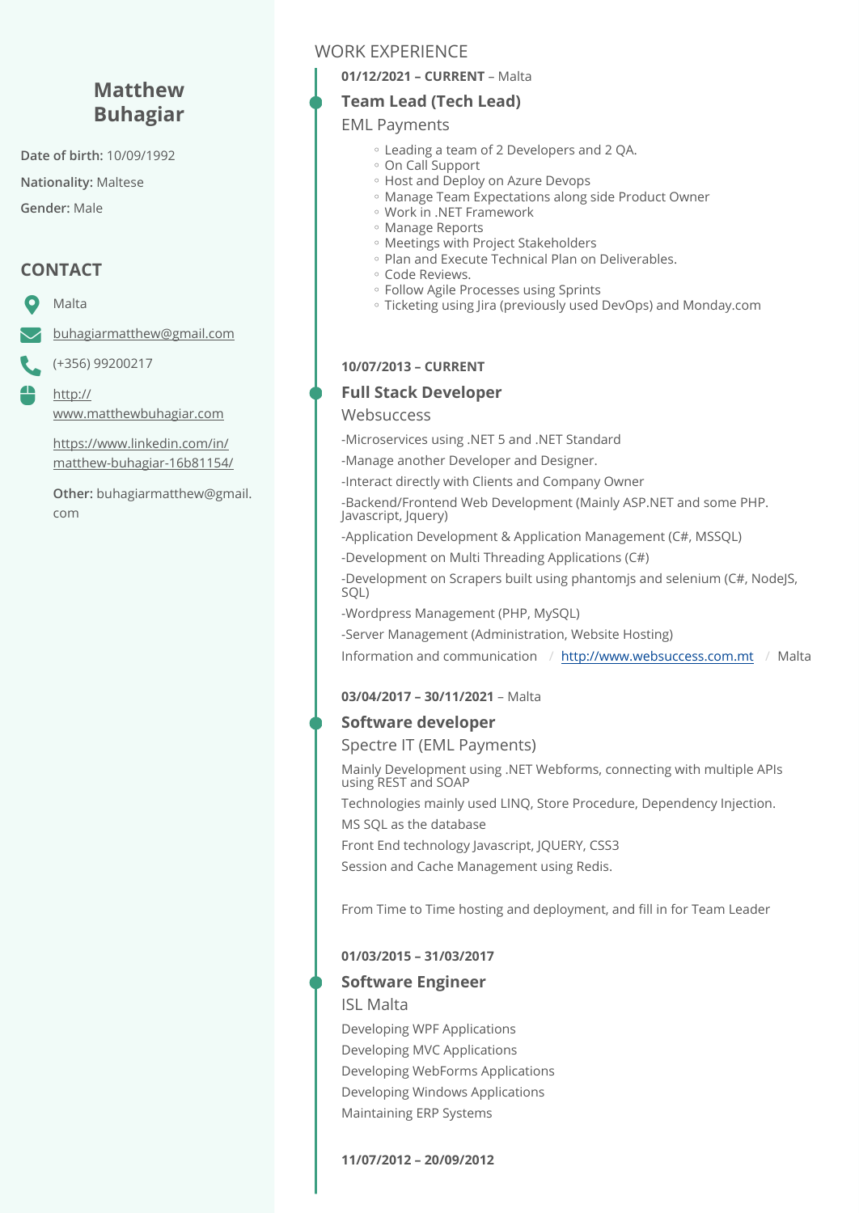# Matthew Buhagiar

**Date of birth:** 10/09/1992

**Nationality:** Maltese

**Gender:** Male

## CONTACT

Malta

buhagiarmatthew@gmail.com

(+356) 99200217

http://www.matthewbuhagiar.com

https://www.linkedin.com/in/matthew-buhagiar-16b81154/

**Other:** buhagiarmatthew@gmail.com

## WORK EXPERIENCE

**01/12/2021 – CURRENT** – Malta

### Team Lead (Tech Lead)

EML Payments

- Leading a team of 2 Developers and 2 QA.
- On Call Support
- Host and Deploy on Azure Devops
- Manage Team Expectations along side Product Owner
- Work in .NET Framework
- Manage Reports
- Meetings with Project Stakeholders
- Plan and Execute Technical Plan on Deliverables.
- Code Reviews.
- Follow Agile Processes using Sprints
- Ticketing using Jira (previously used DevOps) and Monday.com

**10/07/2013 – CURRENT**

### Full Stack Developer

Websuccess

-Microservices using .NET 5 and .NET Standard

-Manage another Developer and Designer.

-Interact directly with Clients and Company Owner

-Backend/Frontend Web Development (Mainly ASP.NET and some PHP. Javascript, Jquery)

-Application Development & Application Management (C#, MSSQL)

-Development on Multi Threading Applications (C#)

-Development on Scrapers built using phantomjs and selenium (C#, NodeJS, SQL)

-Wordpress Management (PHP, MySQL)

-Server Management (Administration, Website Hosting)

Information and communication / http://www.websuccess.com.mt / Malta

**03/04/2017 – 30/11/2021** – Malta

### Software developer

Spectre IT (EML Payments)

Mainly Development using .NET Webforms, connecting with multiple APIs using REST and SOAP

Technologies mainly used LINQ, Store Procedure, Dependency Injection.

MS SQL as the database

Front End technology Javascript, JQUERY, CSS3

Session and Cache Management using Redis.

From Time to Time hosting and deployment, and fill in for Team Leader

**01/03/2015 – 31/03/2017**

### Software Engineer

ISL Malta

Developing WPF Applications

Developing MVC Applications

Developing WebForms Applications

Developing Windows Applications

Maintaining ERP Systems

**11/07/2012 – 20/09/2012**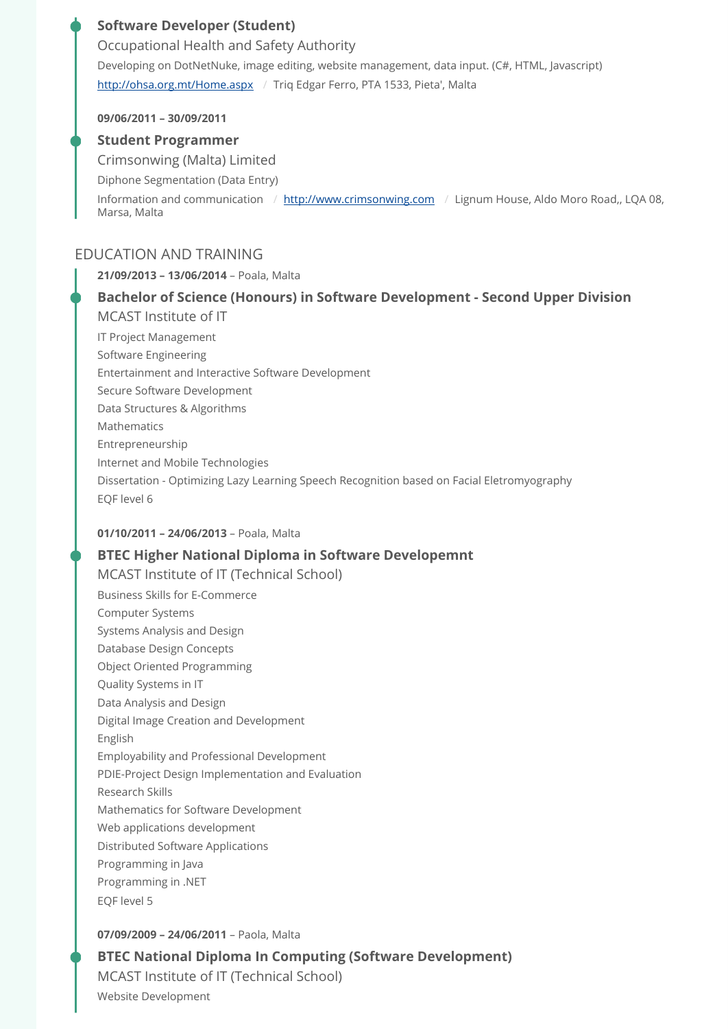### Software Developer (Student)

Occupational Health and Safety Authority

Developing on DotNetNuke, image editing, website management, data input. (C#, HTML, Javascript)

http://ohsa.org.mt/Home.aspx / Triq Edgar Ferro, PTA 1533, Pieta', Malta

**09/06/2011 – 30/09/2011**

### Student Programmer

Crimsonwing (Malta) Limited

Diphone Segmentation (Data Entry)

Information and communication / http://www.crimsonwing.com / Lignum House, Aldo Moro Road,, LQA 08, Marsa, Malta

## EDUCATION AND TRAINING

**21/09/2013 – 13/06/2014** – Poala, Malta

### Bachelor of Science (Honours) in Software Development - Second Upper Division

MCAST Institute of IT

IT Project Management

Software Engineering

Entertainment and Interactive Software Development

Secure Software Development

Data Structures & Algorithms

Mathematics

Entrepreneurship

Internet and Mobile Technologies

Dissertation - Optimizing Lazy Learning Speech Recognition based on Facial Eletromyography

EQF level 6

**01/10/2011 – 24/06/2013** – Poala, Malta

### BTEC Higher National Diploma in Software Developemnt

MCAST Institute of IT (Technical School)

Business Skills for E-Commerce

Computer Systems

Systems Analysis and Design

Database Design Concepts

Object Oriented Programming

Quality Systems in IT

Data Analysis and Design

Digital Image Creation and Development

English

Employability and Professional Development

PDIE-Project Design Implementation and Evaluation

Research Skills

Mathematics for Software Development

Web applications development

Distributed Software Applications

Programming in Java

Programming in .NET

EQF level 5

**07/09/2009 – 24/06/2011** – Paola, Malta

### BTEC National Diploma In Computing (Software Development)

MCAST Institute of IT (Technical School)

Website Development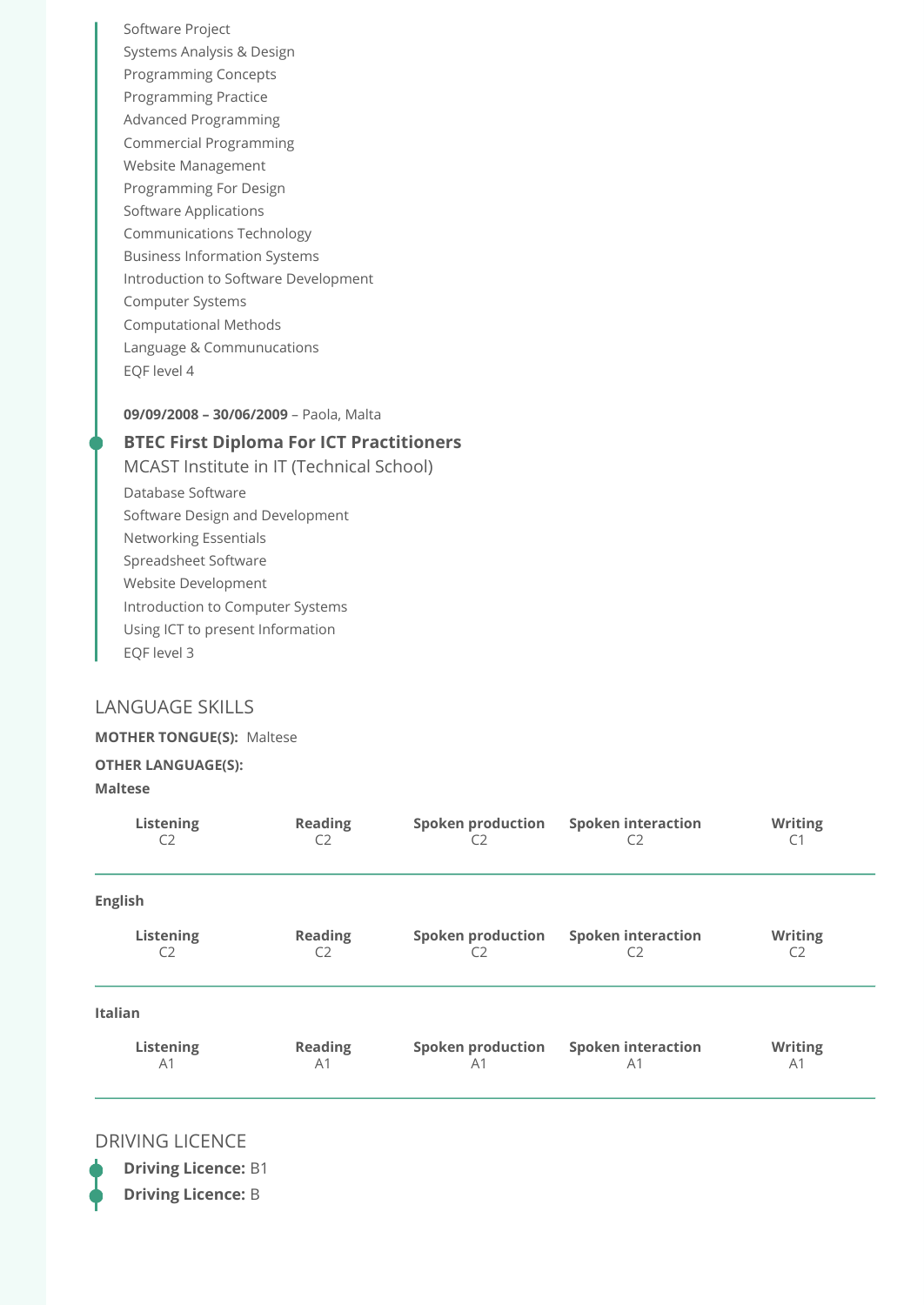Software Project
Systems Analysis & Design
Programming Concepts
Programming Practice
Advanced Programming
Commercial Programming
Website Management
Programming For Design
Software Applications
Communications Technology
Business Information Systems
Introduction to Software Development
Computer Systems
Computational Methods
Language & Communucations
EQF level 4

**09/09/2008 – 30/06/2009** – Paola, Malta

### BTEC First Diploma For ICT Practitioners

MCAST Institute in IT (Technical School)

Database Software
Software Design and Development
Networking Essentials
Spreadsheet Software
Website Development
Introduction to Computer Systems
Using ICT to present Information
EQF level 3

## LANGUAGE SKILLS

**MOTHER TONGUE(S):** Maltese

**OTHER LANGUAGE(S):**

**Maltese**

| Listening | Reading | Spoken production | Spoken interaction | Writing |
|---|---|---|---|---|
| C2 | C2 | C2 | C2 | C1 |

**English**

| Listening | Reading | Spoken production | Spoken interaction | Writing |
|---|---|---|---|---|
| C2 | C2 | C2 | C2 | C2 |

**Italian**

| Listening | Reading | Spoken production | Spoken interaction | Writing |
|---|---|---|---|---|
| A1 | A1 | A1 | A1 | A1 |

## DRIVING LICENCE

**Driving Licence:** B1

**Driving Licence:** B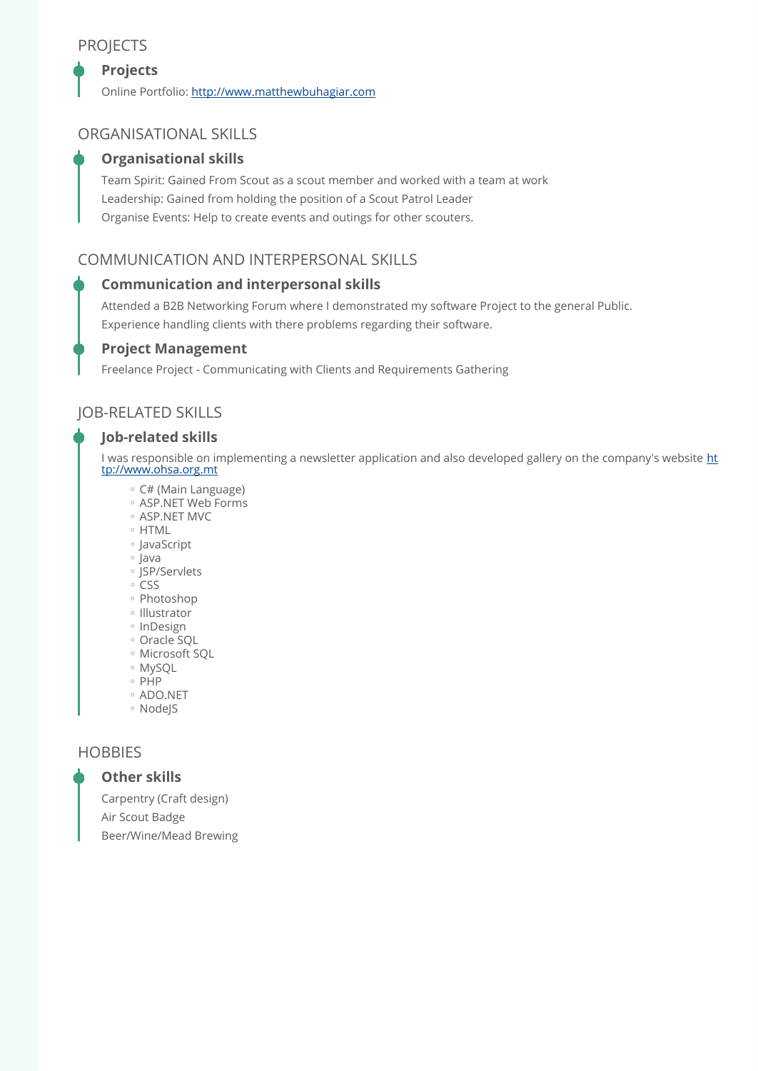## PROJECTS

### Projects

Online Portfolio: [http://www.matthewbuhagiar.com](http://www.matthewbuhagiar.com)

## ORGANISATIONAL SKILLS

### Organisational skills

Team Spirit: Gained From Scout as a scout member and worked with a team at work

Leadership: Gained from holding the position of a Scout Patrol Leader

Organise Events: Help to create events and outings for other scouters.

## COMMUNICATION AND INTERPERSONAL SKILLS

### Communication and interpersonal skills

Attended a B2B Networking Forum where I demonstrated my software Project to the general Public.

Experience handling clients with there problems regarding their software.

### Project Management

Freelance Project - Communicating with Clients and Requirements Gathering

## JOB-RELATED SKILLS

### Job-related skills

I was responsible on implementing a newsletter application and also developed gallery on the company's website [http://www.ohsa.org.mt](http://www.ohsa.org.mt)

- C# (Main Language)
- ASP.NET Web Forms
- ASP.NET MVC
- HTML
- JavaScript
- Java
- JSP/Servlets
- CSS
- Photoshop
- Illustrator
- InDesign
- Oracle SQL
- Microsoft SQL
- MySQL
- PHP
- ADO.NET
- NodeJS

## HOBBIES

### Other skills

Carpentry (Craft design)

Air Scout Badge

Beer/Wine/Mead Brewing